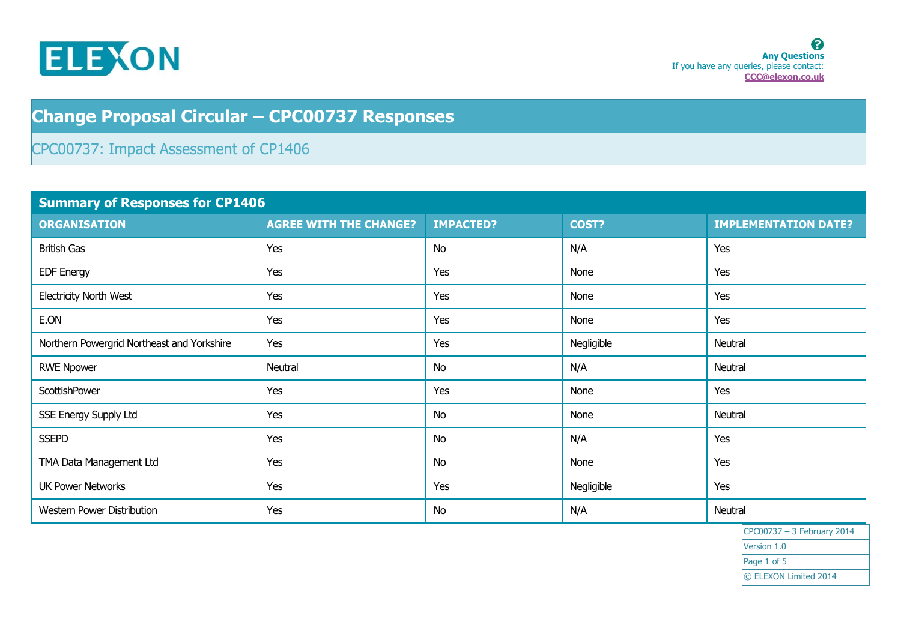ELEXON

**Any Questions**
If you have any queries, please contact:
**CCC@elexon.co.uk**

# Change Proposal Circular – CPC00737 Responses

## CPC00737: Impact Assessment of CP1406

| Summary of Responses for CP1406 | | | | |
|---|---|---|---|---|
| **ORGANISATION** | **AGREE WITH THE CHANGE?** | **IMPACTED?** | **COST?** | **IMPLEMENTATION DATE?** |
| British Gas | Yes | No | N/A | Yes |
| EDF Energy | Yes | Yes | None | Yes |
| Electricity North West | Yes | Yes | None | Yes |
| E.ON | Yes | Yes | None | Yes |
| Northern Powergrid Northeast and Yorkshire | Yes | Yes | Negligible | Neutral |
| RWE Npower | Neutral | No | N/A | Neutral |
| ScottishPower | Yes | Yes | None | Yes |
| SSE Energy Supply Ltd | Yes | No | None | Neutral |
| SSEPD | Yes | No | N/A | Yes |
| TMA Data Management Ltd | Yes | No | None | Yes |
| UK Power Networks | Yes | Yes | Negligible | Yes |
| Western Power Distribution | Yes | No | N/A | Neutral |

CPC00737 – 3 February 2014
Version 1.0
© ELEXON Limited 2014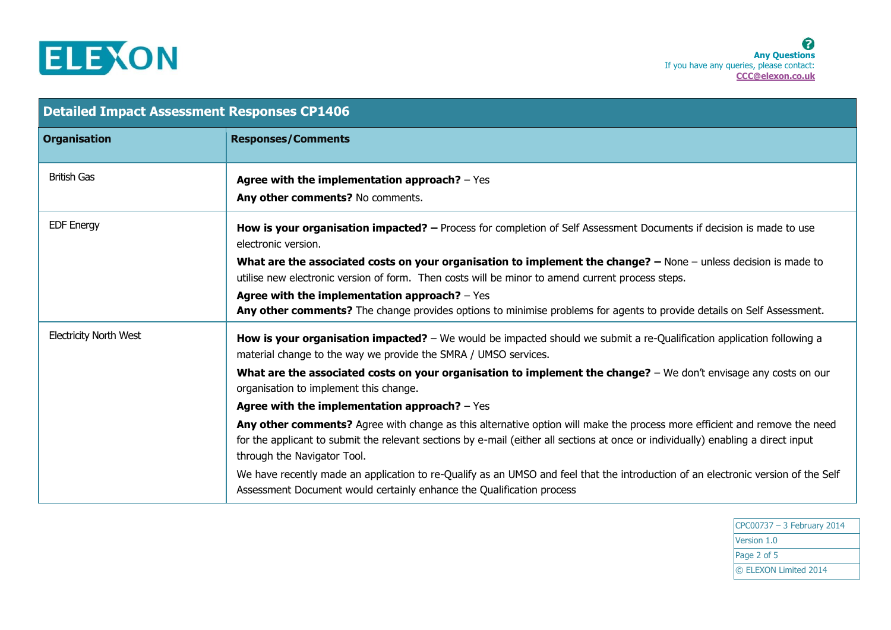| Detailed Impact Assessment Responses CP1406 | |
|---|---|
| **Organisation** | **Responses/Comments** |
| British Gas | **Agree with the implementation approach?** – Yes<br>**Any other comments?** No comments. |
| EDF Energy | **How is your organisation impacted? –** Process for completion of Self Assessment Documents if decision is made to use electronic version.<br>**What are the associated costs on your organisation to implement the change? –** None – unless decision is made to utilise new electronic version of form. Then costs will be minor to amend current process steps.<br>**Agree with the implementation approach?** – Yes<br>**Any other comments?** The change provides options to minimise problems for agents to provide details on Self Assessment. |
| Electricity North West | **How is your organisation impacted?** – We would be impacted should we submit a re-Qualification application following a material change to the way we provide the SMRA / UMSO services.<br>**What are the associated costs on your organisation to implement the change?** – We don't envisage any costs on our organisation to implement this change.<br>**Agree with the implementation approach?** – Yes<br>**Any other comments?** Agree with change as this alternative option will make the process more efficient and remove the need for the applicant to submit the relevant sections by e-mail (either all sections at once or individually) enabling a direct input through the Navigator Tool.<br>We have recently made an application to re-Qualify as an UMSO and feel that the introduction of an electronic version of the Self Assessment Document would certainly enhance the Qualification process |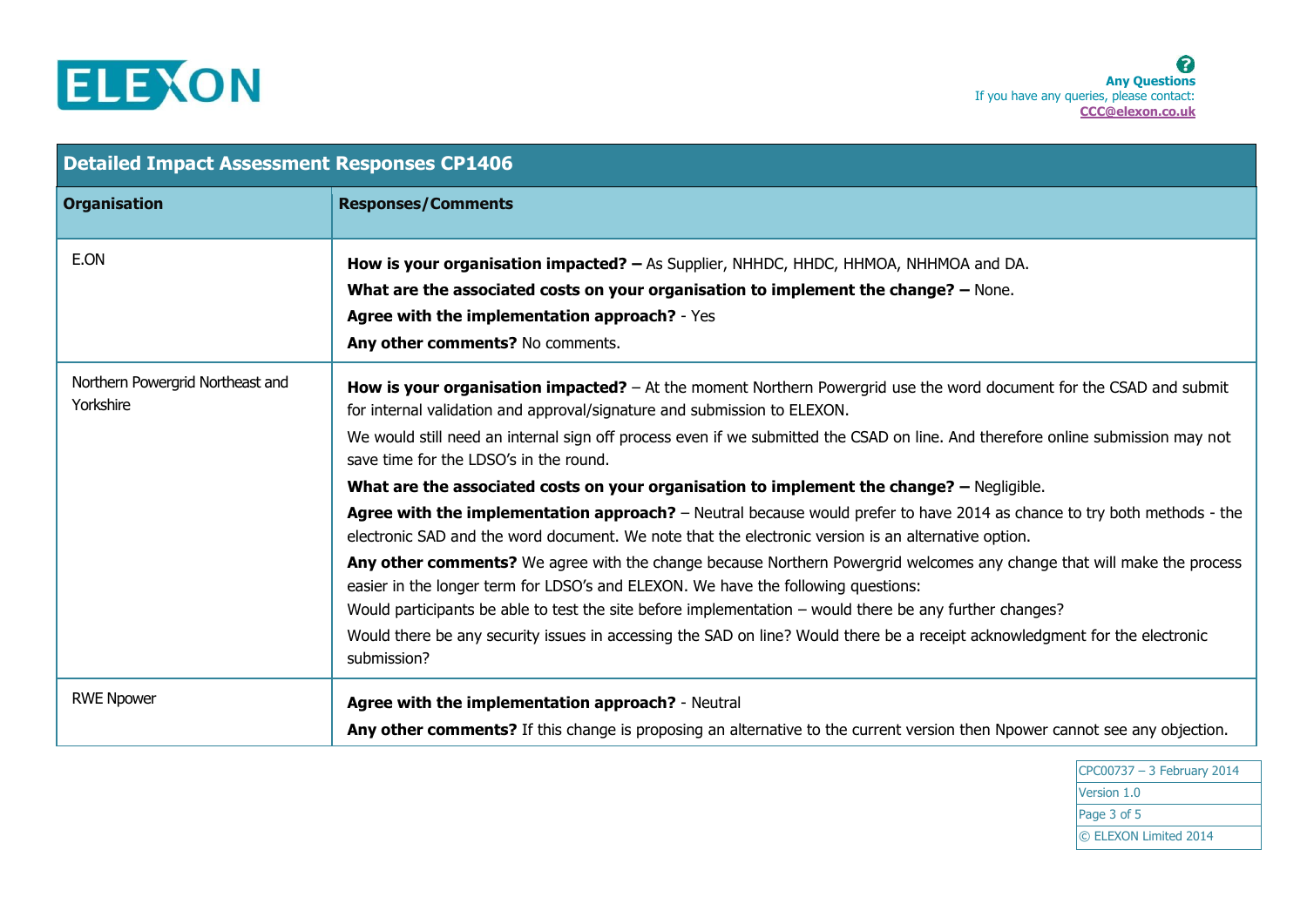**Any Questions**
If you have any queries, please contact:
**CCC@elexon.co.uk**

| Detailed Impact Assessment Responses CP1406 | |
|---|---|
| **Organisation** | **Responses/Comments** |
| E.ON | **How is your organisation impacted? –** As Supplier, NHHDC, HHDC, HHMOA, NHHMOA and DA.<br>**What are the associated costs on your organisation to implement the change? –** None.<br>**Agree with the implementation approach?** - Yes<br>**Any other comments?** No comments. |
| Northern Powergrid Northeast and Yorkshire | **How is your organisation impacted?** – At the moment Northern Powergrid use the word document for the CSAD and submit for internal validation and approval/signature and submission to ELEXON.<br>We would still need an internal sign off process even if we submitted the CSAD on line. And therefore online submission may not save time for the LDSO's in the round.<br>**What are the associated costs on your organisation to implement the change? –** Negligible.<br>**Agree with the implementation approach?** – Neutral because would prefer to have 2014 as chance to try both methods - the electronic SAD and the word document. We note that the electronic version is an alternative option.<br>**Any other comments?** We agree with the change because Northern Powergrid welcomes any change that will make the process easier in the longer term for LDSO's and ELEXON. We have the following questions:<br>Would participants be able to test the site before implementation – would there be any further changes?<br>Would there be any security issues in accessing the SAD on line? Would there be a receipt acknowledgment for the electronic submission? |
| RWE Npower | **Agree with the implementation approach?** - Neutral<br>**Any other comments?** If this change is proposing an alternative to the current version then Npower cannot see any objection. |

CPC00737 – 3 February 2014
Version 1.0
© ELEXON Limited 2014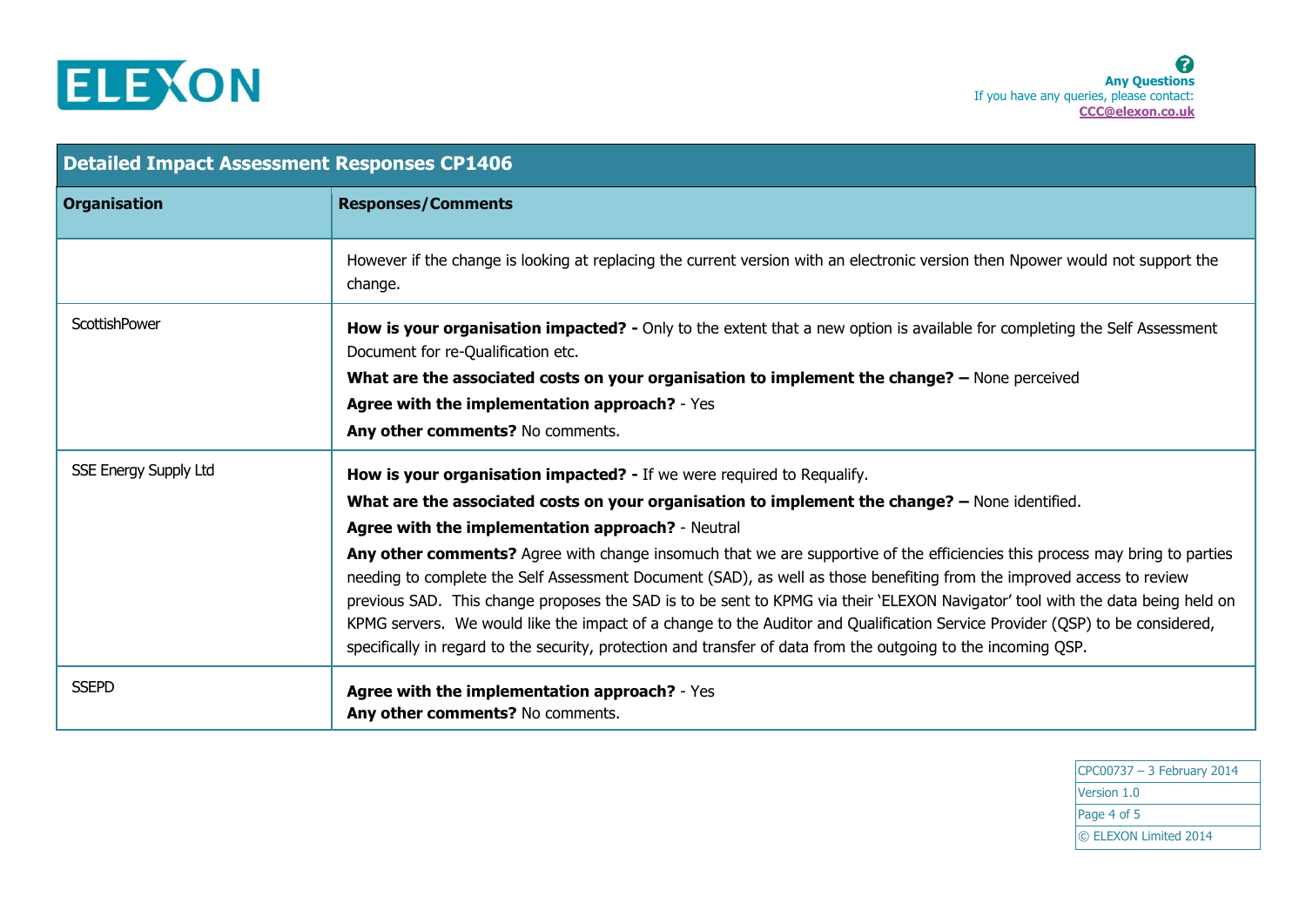| Detailed Impact Assessment Responses CP1406 | |
|---|---|
| **Organisation** | **Responses/Comments** |
| | However if the change is looking at replacing the current version with an electronic version then Npower would not support the change. |
| ScottishPower | **How is your organisation impacted? -** Only to the extent that a new option is available for completing the Self Assessment Document for re-Qualification etc.<br>**What are the associated costs on your organisation to implement the change? –** None perceived<br>**Agree with the implementation approach?** - Yes<br>**Any other comments?** No comments. |
| SSE Energy Supply Ltd | **How is your organisation impacted? -** If we were required to Requalify.<br>**What are the associated costs on your organisation to implement the change? –** None identified.<br>**Agree with the implementation approach?** - Neutral<br>**Any other comments?** Agree with change insomuch that we are supportive of the efficiencies this process may bring to parties needing to complete the Self Assessment Document (SAD), as well as those benefiting from the improved access to review previous SAD. This change proposes the SAD is to be sent to KPMG via their 'ELEXON Navigator' tool with the data being held on KPMG servers. We would like the impact of a change to the Auditor and Qualification Service Provider (QSP) to be considered, specifically in regard to the security, protection and transfer of data from the outgoing to the incoming QSP. |
| SSEPD | **Agree with the implementation approach?** - Yes<br>**Any other comments?** No comments. |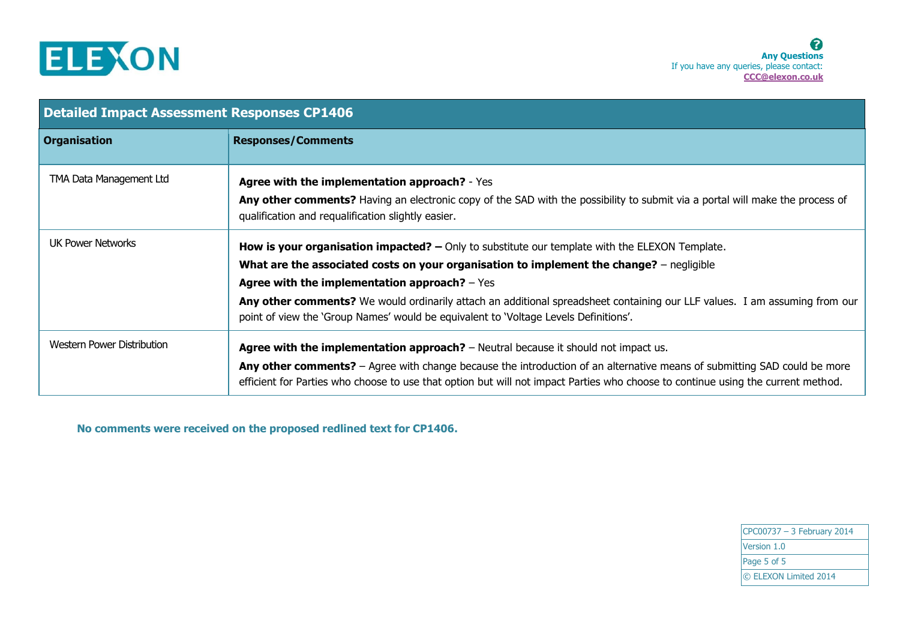ELEXON

**Any Questions**
If you have any queries, please contact:
CCC@elexon.co.uk

| Detailed Impact Assessment Responses CP1406 | |
|---|---|
| **Organisation** | **Responses/Comments** |
| TMA Data Management Ltd | **Agree with the implementation approach?** - Yes<br>**Any other comments?** Having an electronic copy of the SAD with the possibility to submit via a portal will make the process of qualification and requalification slightly easier. |
| UK Power Networks | **How is your organisation impacted? –** Only to substitute our template with the ELEXON Template.<br>**What are the associated costs on your organisation to implement the change?** – negligible<br>**Agree with the implementation approach?** – Yes<br>**Any other comments?** We would ordinarily attach an additional spreadsheet containing our LLF values. I am assuming from our point of view the 'Group Names' would be equivalent to 'Voltage Levels Definitions'. |
| Western Power Distribution | **Agree with the implementation approach?** – Neutral because it should not impact us.<br>**Any other comments?** – Agree with change because the introduction of an alternative means of submitting SAD could be more efficient for Parties who choose to use that option but will not impact Parties who choose to continue using the current method. |

**No comments were received on the proposed redlined text for CP1406.**

CPC00737 – 3 February 2014
Version 1.0
© ELEXON Limited 2014